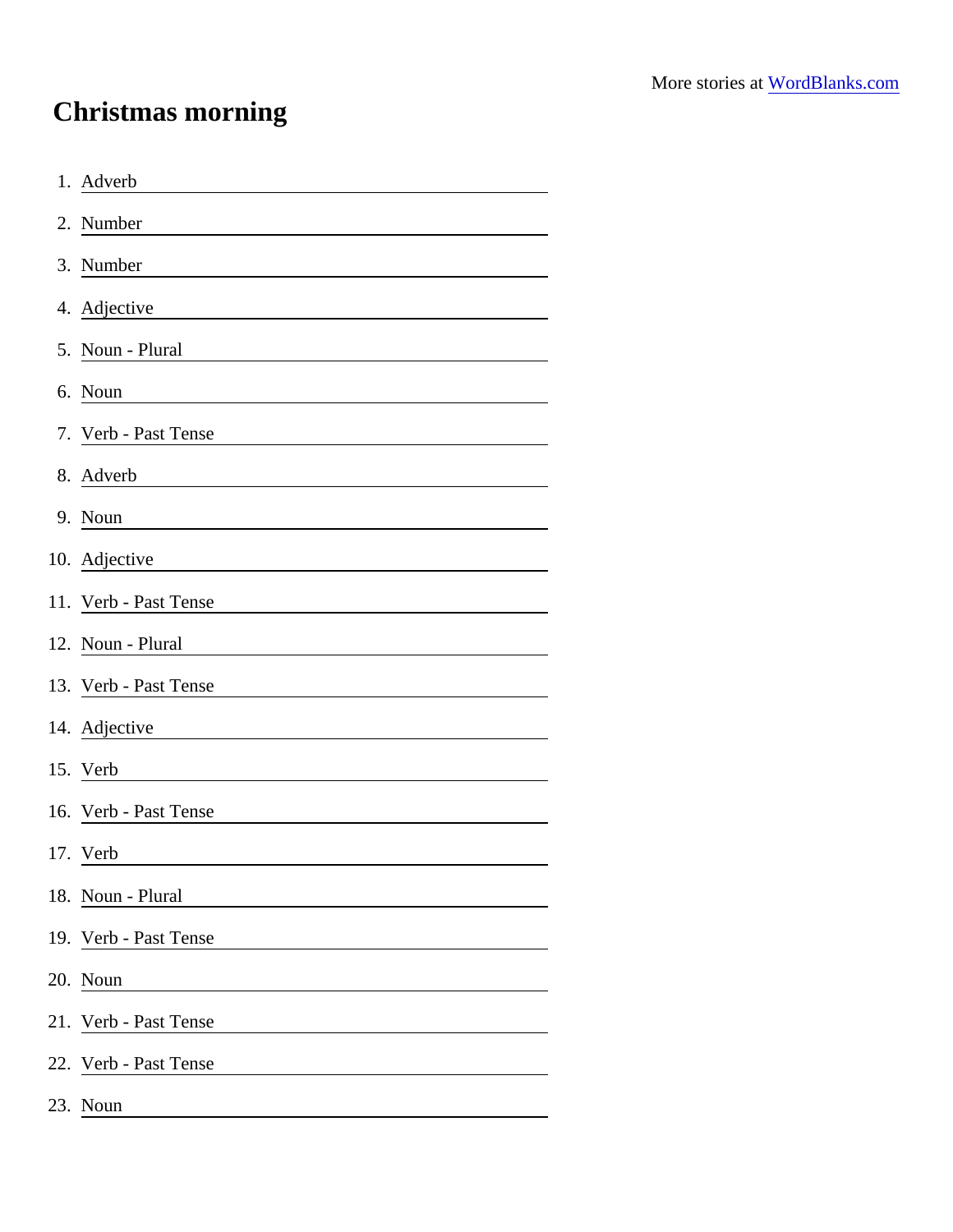More stories at [WordBlanks.com](https://www.wordblanks.com)

# Christmas morning

1. Adverb ______________________
2. Number ______________________
3. Number ______________________
4. Adjective ______________________
5. Noun - Plural ______________________
6. Noun ______________________
7. Verb - Past Tense ______________________
8. Adverb ______________________
9. Noun ______________________
10. Adjective ______________________
11. Verb - Past Tense ______________________
12. Noun - Plural ______________________
13. Verb - Past Tense ______________________
14. Adjective ______________________
15. Verb ______________________
16. Verb - Past Tense ______________________
17. Verb ______________________
18. Noun - Plural ______________________
19. Verb - Past Tense ______________________
20. Noun ______________________
21. Verb - Past Tense ______________________
22. Verb - Past Tense ______________________
23. Noun ______________________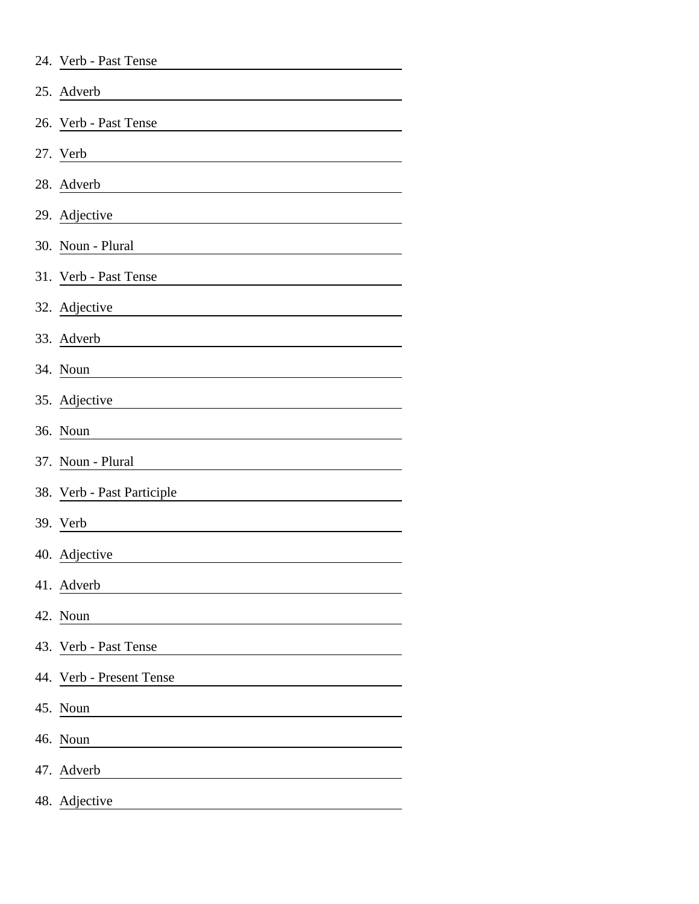24. Verb - Past Tense ______________________
25. Adverb ______________________
26. Verb - Past Tense ______________________
27. Verb ______________________
28. Adverb ______________________
29. Adjective ______________________
30. Noun - Plural ______________________
31. Verb - Past Tense ______________________
32. Adjective ______________________
33. Adverb ______________________
34. Noun ______________________
35. Adjective ______________________
36. Noun ______________________
37. Noun - Plural ______________________
38. Verb - Past Participle ______________________
39. Verb ______________________
40. Adjective ______________________
41. Adverb ______________________
42. Noun ______________________
43. Verb - Past Tense ______________________
44. Verb - Present Tense ______________________
45. Noun ______________________
46. Noun ______________________
47. Adverb ______________________
48. Adjective ______________________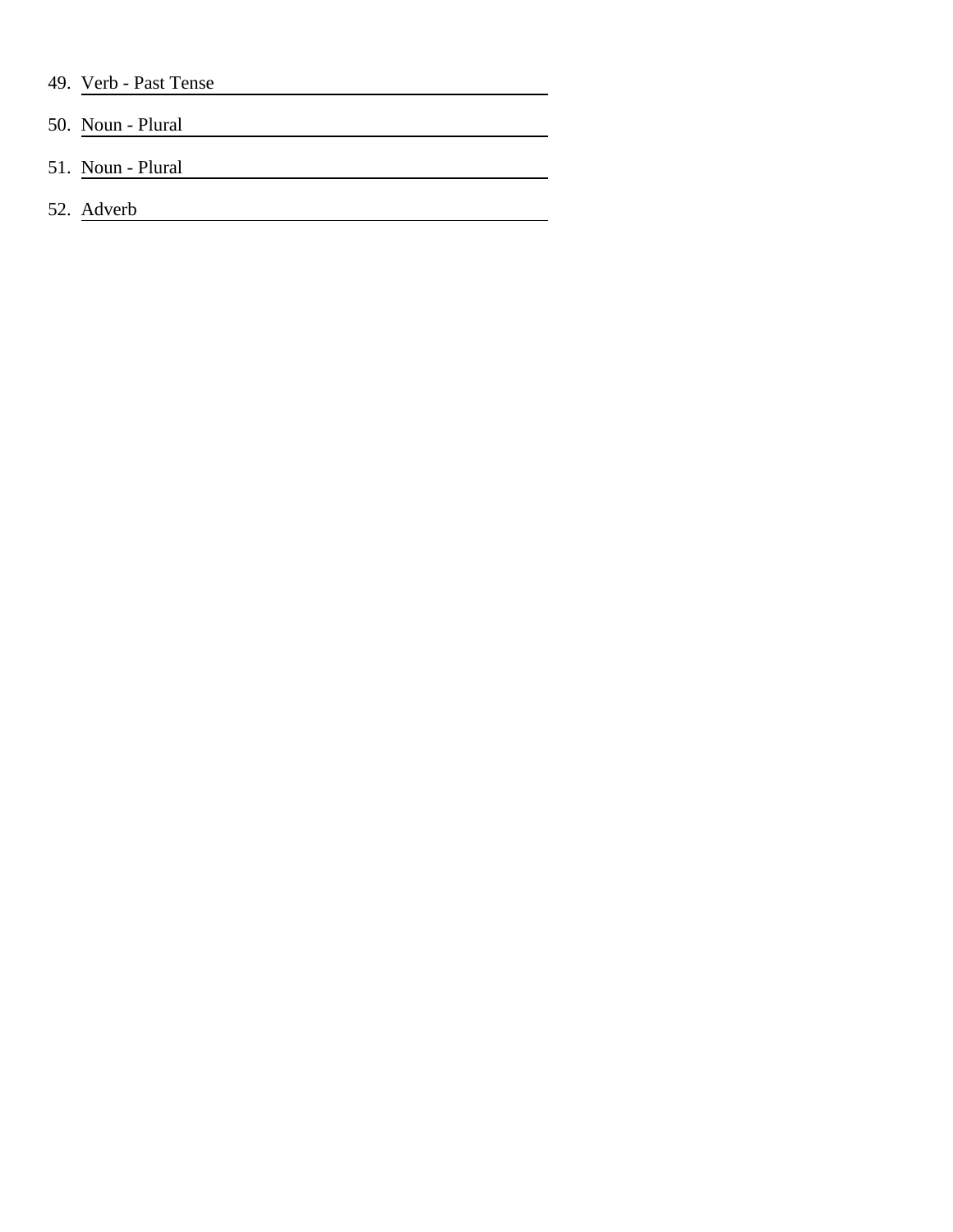49. Verb - Past Tense \_\_\_\_\_\_\_\_\_\_\_\_\_\_\_\_\_\_\_\_\_\_\_\_

50. Noun - Plural \_\_\_\_\_\_\_\_\_\_\_\_\_\_\_\_\_\_\_\_\_\_\_\_

51. Noun - Plural \_\_\_\_\_\_\_\_\_\_\_\_\_\_\_\_\_\_\_\_\_\_\_\_

52. Adverb \_\_\_\_\_\_\_\_\_\_\_\_\_\_\_\_\_\_\_\_\_\_\_\_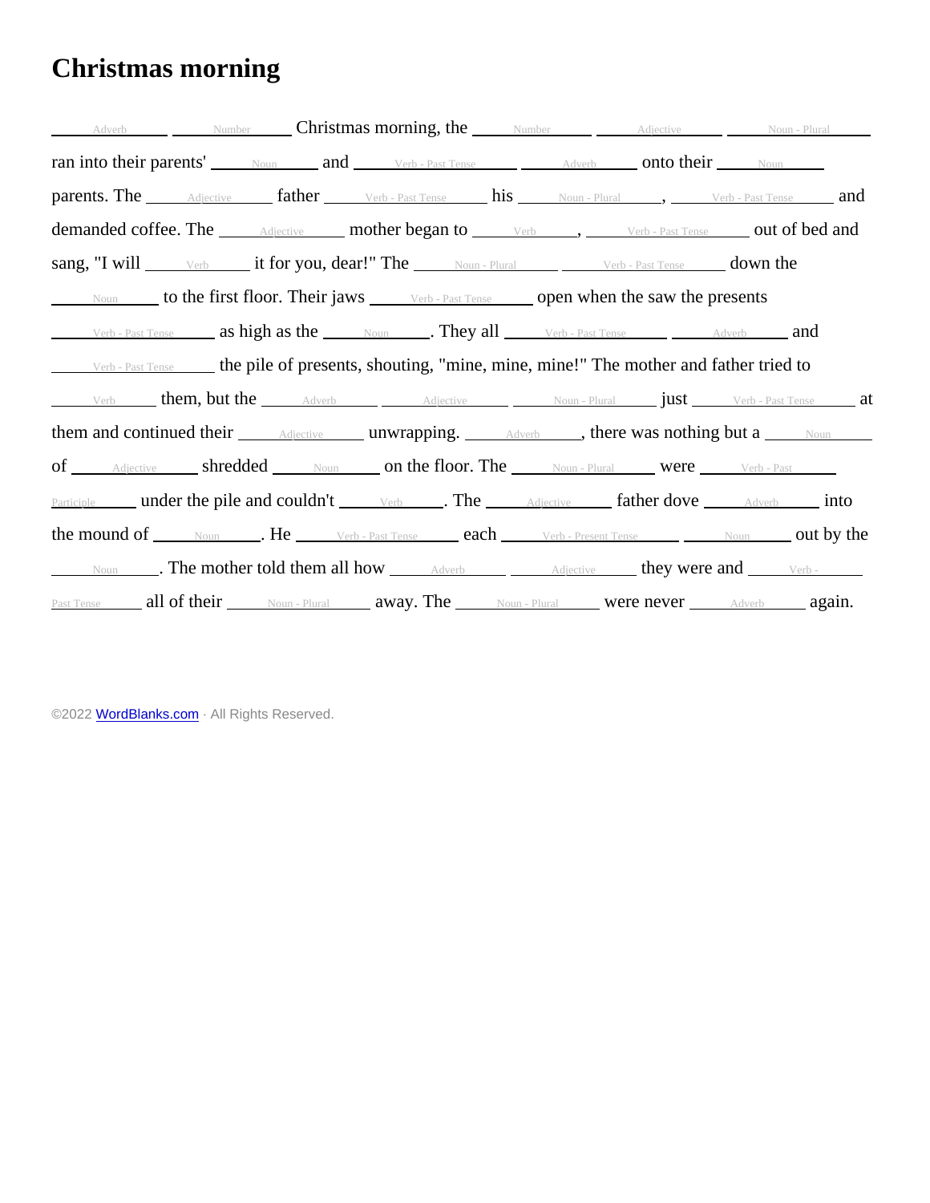# Christmas morning

\_\_\_\_Adverb\_\_\_\_ \_\_\_\_Number\_\_\_\_ Christmas morning, the \_\_\_\_Number\_\_\_\_ \_\_\_\_Adjective\_\_\_\_ \_\_\_\_Noun - Plural\_\_\_\_ ran into their parents' \_\_\_\_Noun\_\_\_\_ and \_\_\_\_Verb - Past Tense\_\_\_\_ \_\_\_\_Adverb\_\_\_\_ onto their \_\_\_\_Noun\_\_\_\_ parents. The \_\_\_\_Adjective\_\_\_\_ father \_\_\_\_Verb - Past Tense\_\_\_\_ his \_\_\_\_Noun - Plural\_\_\_\_, \_\_\_\_Verb - Past Tense\_\_\_\_ and demanded coffee. The \_\_\_\_Adjective\_\_\_\_ mother began to \_\_\_\_Verb\_\_\_\_, \_\_\_\_Verb - Past Tense\_\_\_\_ out of bed and sang, "I will \_\_\_\_Verb\_\_\_\_ it for you, dear!" The \_\_\_\_Noun - Plural\_\_\_\_ \_\_\_\_Verb - Past Tense\_\_\_\_ down the \_\_\_\_Noun\_\_\_\_ to the first floor. Their jaws \_\_\_\_Verb - Past Tense\_\_\_\_ open when the saw the presents \_\_\_\_Verb - Past Tense\_\_\_\_ as high as the \_\_\_\_Noun\_\_\_\_. They all \_\_\_\_Verb - Past Tense\_\_\_\_ \_\_\_\_Adverb\_\_\_\_ and \_\_\_\_Verb - Past Tense\_\_\_\_ the pile of presents, shouting, "mine, mine, mine!" The mother and father tried to \_\_\_\_Verb\_\_\_\_ them, but the \_\_\_\_Adverb\_\_\_\_ \_\_\_\_Adjective\_\_\_\_ \_\_\_\_Noun - Plural\_\_\_\_ just \_\_\_\_Verb - Past Tense\_\_\_\_ at them and continued their \_\_\_\_Adjective\_\_\_\_ unwrapping. \_\_\_\_Adverb\_\_\_\_, there was nothing but a \_\_\_\_Noun\_\_\_\_ of \_\_\_\_Adjective\_\_\_\_ shredded \_\_\_\_Noun\_\_\_\_ on the floor. The \_\_\_\_Noun - Plural\_\_\_\_ were \_\_\_\_Verb - Past Participle\_\_\_\_ under the pile and couldn't \_\_\_\_Verb\_\_\_\_. The \_\_\_\_Adjective\_\_\_\_ father dove \_\_\_\_Adverb\_\_\_\_ into the mound of \_\_\_\_Noun\_\_\_\_. He \_\_\_\_Verb - Past Tense\_\_\_\_ each \_\_\_\_Verb - Present Tense\_\_\_\_ \_\_\_\_Noun\_\_\_\_ out by the \_\_\_\_Noun\_\_\_\_. The mother told them all how \_\_\_\_Adverb\_\_\_\_ \_\_\_\_Adjective\_\_\_\_ they were and \_\_\_\_Verb - Past Tense\_\_\_\_ all of their \_\_\_\_Noun - Plural\_\_\_\_ away. The \_\_\_\_Noun - Plural\_\_\_\_ were never \_\_\_\_Adverb\_\_\_\_ again.

©2022 WordBlanks.com · All Rights Reserved.